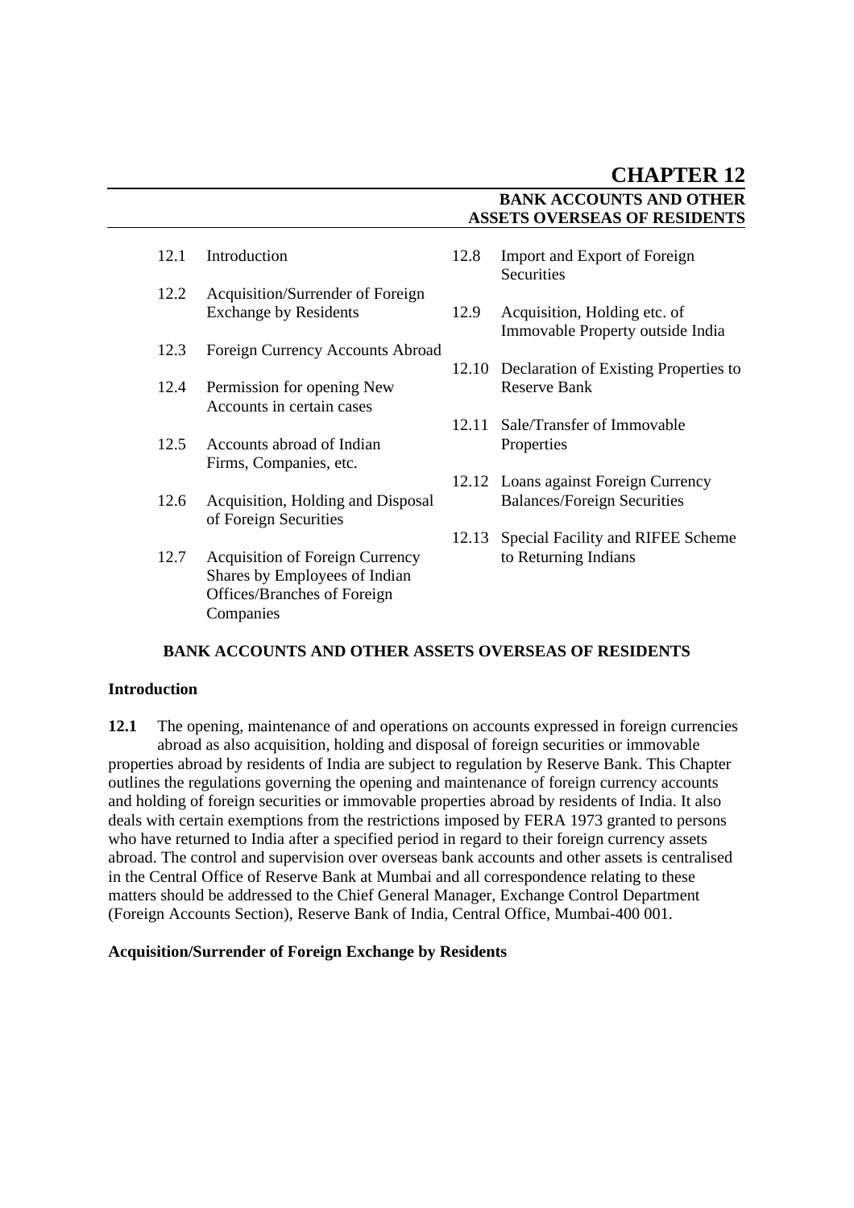# CHAPTER 12

## BANK ACCOUNTS AND OTHER ASSETS OVERSEAS OF RESIDENTS

- 12.1 Introduction
- 12.2 Acquisition/Surrender of Foreign Exchange by Residents
- 12.3 Foreign Currency Accounts Abroad
- 12.4 Permission for opening New Accounts in certain cases
- 12.5 Accounts abroad of Indian Firms, Companies, etc.
- 12.6 Acquisition, Holding and Disposal of Foreign Securities
- 12.7 Acquisition of Foreign Currency Shares by Employees of Indian Offices/Branches of Foreign Companies
- 12.8 Import and Export of Foreign Securities
- 12.9 Acquisition, Holding etc. of Immovable Property outside India
- 12.10 Declaration of Existing Properties to Reserve Bank
- 12.11 Sale/Transfer of Immovable Properties
- 12.12 Loans against Foreign Currency Balances/Foreign Securities
- 12.13 Special Facility and RIFEE Scheme to Returning Indians

### BANK ACCOUNTS AND OTHER ASSETS OVERSEAS OF RESIDENTS

**Introduction**

**12.1** The opening, maintenance of and operations on accounts expressed in foreign currencies abroad as also acquisition, holding and disposal of foreign securities or immovable properties abroad by residents of India are subject to regulation by Reserve Bank. This Chapter outlines the regulations governing the opening and maintenance of foreign currency accounts and holding of foreign securities or immovable properties abroad by residents of India. It also deals with certain exemptions from the restrictions imposed by FERA 1973 granted to persons who have returned to India after a specified period in regard to their foreign currency assets abroad. The control and supervision over overseas bank accounts and other assets is centralised in the Central Office of Reserve Bank at Mumbai and all correspondence relating to these matters should be addressed to the Chief General Manager, Exchange Control Department (Foreign Accounts Section), Reserve Bank of India, Central Office, Mumbai-400 001.

**Acquisition/Surrender of Foreign Exchange by Residents**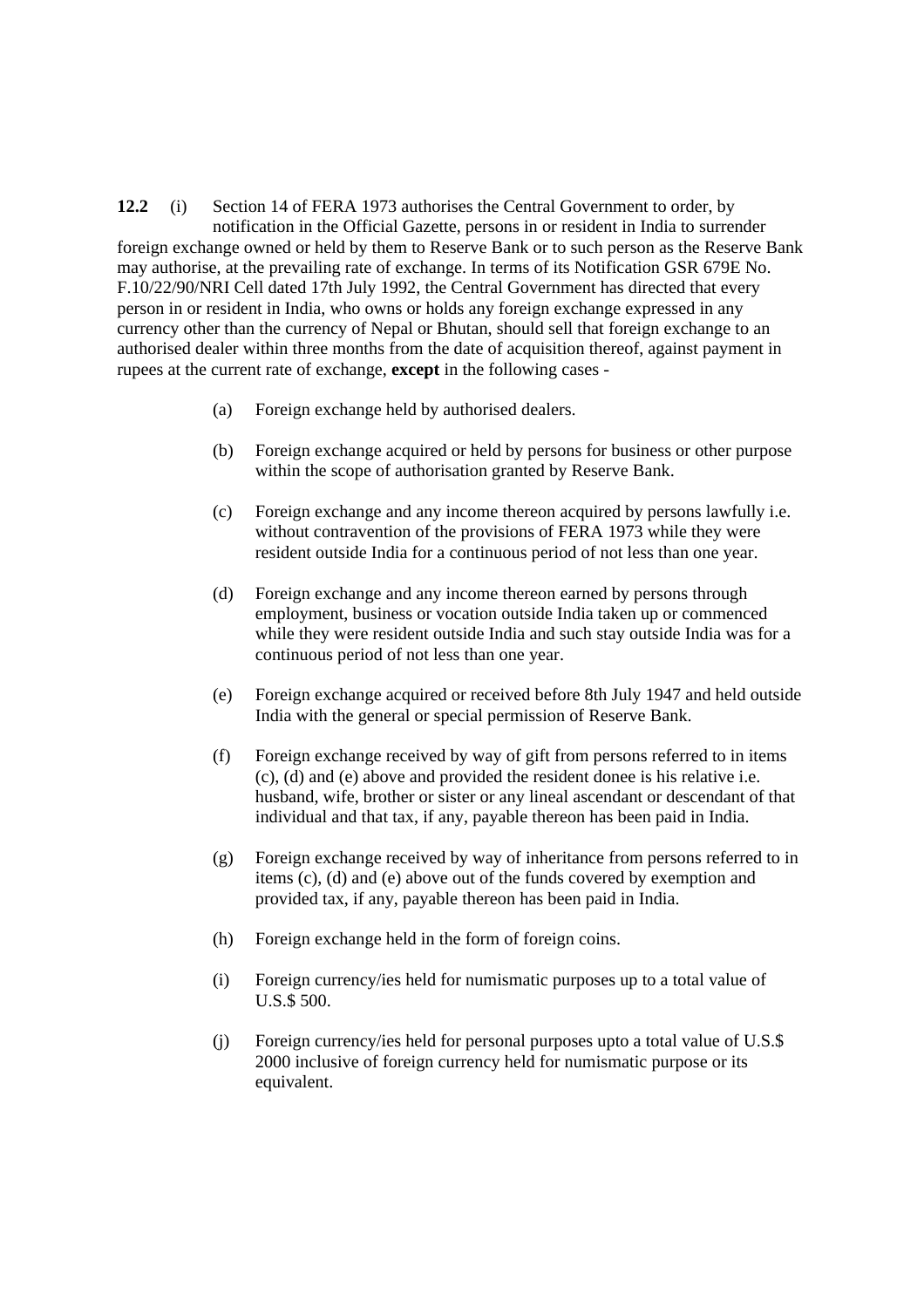**12.2** (i) Section 14 of FERA 1973 authorises the Central Government to order, by notification in the Official Gazette, persons in or resident in India to surrender foreign exchange owned or held by them to Reserve Bank or to such person as the Reserve Bank may authorise, at the prevailing rate of exchange. In terms of its Notification GSR 679E No. F.10/22/90/NRI Cell dated 17th July 1992, the Central Government has directed that every person in or resident in India, who owns or holds any foreign exchange expressed in any currency other than the currency of Nepal or Bhutan, should sell that foreign exchange to an authorised dealer within three months from the date of acquisition thereof, against payment in rupees at the current rate of exchange, **except** in the following cases -

(a) Foreign exchange held by authorised dealers.

(b) Foreign exchange acquired or held by persons for business or other purpose within the scope of authorisation granted by Reserve Bank.

(c) Foreign exchange and any income thereon acquired by persons lawfully i.e. without contravention of the provisions of FERA 1973 while they were resident outside India for a continuous period of not less than one year.

(d) Foreign exchange and any income thereon earned by persons through employment, business or vocation outside India taken up or commenced while they were resident outside India and such stay outside India was for a continuous period of not less than one year.

(e) Foreign exchange acquired or received before 8th July 1947 and held outside India with the general or special permission of Reserve Bank.

(f) Foreign exchange received by way of gift from persons referred to in items (c), (d) and (e) above and provided the resident donee is his relative i.e. husband, wife, brother or sister or any lineal ascendant or descendant of that individual and that tax, if any, payable thereon has been paid in India.

(g) Foreign exchange received by way of inheritance from persons referred to in items (c), (d) and (e) above out of the funds covered by exemption and provided tax, if any, payable thereon has been paid in India.

(h) Foreign exchange held in the form of foreign coins.

(i) Foreign currency/ies held for numismatic purposes up to a total value of U.S.$ 500.

(j) Foreign currency/ies held for personal purposes upto a total value of U.S.$ 2000 inclusive of foreign currency held for numismatic purpose or its equivalent.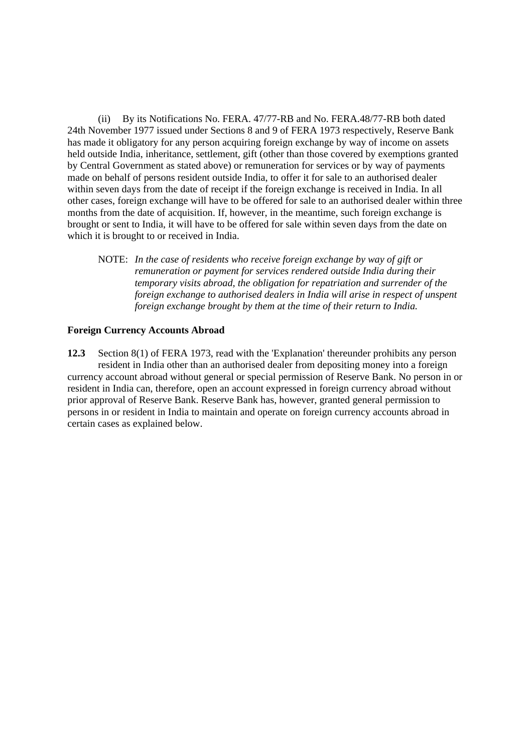(ii) By its Notifications No. FERA. 47/77-RB and No. FERA.48/77-RB both dated 24th November 1977 issued under Sections 8 and 9 of FERA 1973 respectively, Reserve Bank has made it obligatory for any person acquiring foreign exchange by way of income on assets held outside India, inheritance, settlement, gift (other than those covered by exemptions granted by Central Government as stated above) or remuneration for services or by way of payments made on behalf of persons resident outside India, to offer it for sale to an authorised dealer within seven days from the date of receipt if the foreign exchange is received in India. In all other cases, foreign exchange will have to be offered for sale to an authorised dealer within three months from the date of acquisition. If, however, in the meantime, such foreign exchange is brought or sent to India, it will have to be offered for sale within seven days from the date on which it is brought to or received in India.

NOTE: *In the case of residents who receive foreign exchange by way of gift or remuneration or payment for services rendered outside India during their temporary visits abroad, the obligation for repatriation and surrender of the foreign exchange to authorised dealers in India will arise in respect of unspent foreign exchange brought by them at the time of their return to India.*

**Foreign Currency Accounts Abroad**

**12.3** Section 8(1) of FERA 1973, read with the 'Explanation' thereunder prohibits any person resident in India other than an authorised dealer from depositing money into a foreign currency account abroad without general or special permission of Reserve Bank. No person in or resident in India can, therefore, open an account expressed in foreign currency abroad without prior approval of Reserve Bank. Reserve Bank has, however, granted general permission to persons in or resident in India to maintain and operate on foreign currency accounts abroad in certain cases as explained below.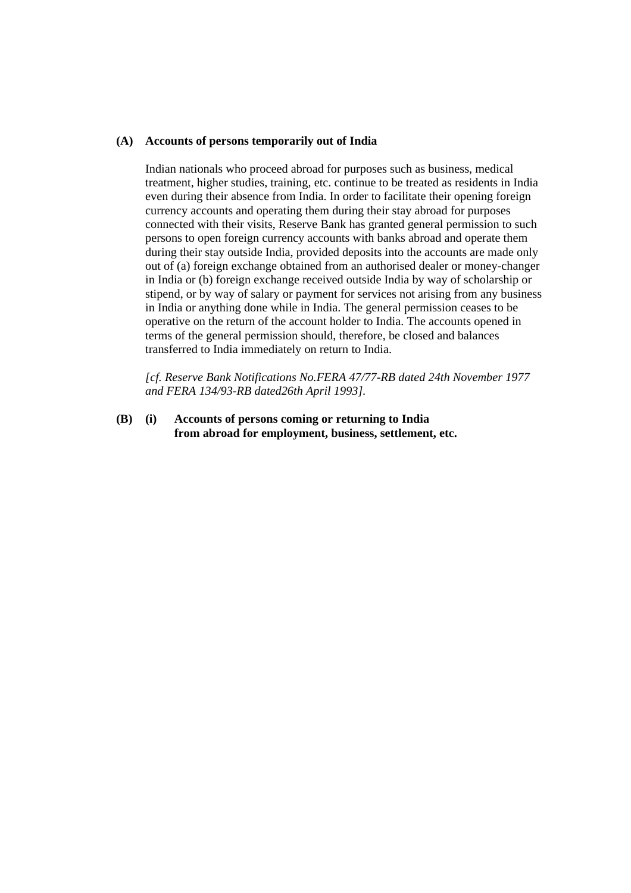**(A) Accounts of persons temporarily out of India**

Indian nationals who proceed abroad for purposes such as business, medical treatment, higher studies, training, etc. continue to be treated as residents in India even during their absence from India. In order to facilitate their opening foreign currency accounts and operating them during their stay abroad for purposes connected with their visits, Reserve Bank has granted general permission to such persons to open foreign currency accounts with banks abroad and operate them during their stay outside India, provided deposits into the accounts are made only out of (a) foreign exchange obtained from an authorised dealer or money-changer in India or (b) foreign exchange received outside India by way of scholarship or stipend, or by way of salary or payment for services not arising from any business in India or anything done while in India. The general permission ceases to be operative on the return of the account holder to India. The accounts opened in terms of the general permission should, therefore, be closed and balances transferred to India immediately on return to India.

*[cf. Reserve Bank Notifications No.FERA 47/77-RB dated 24th November 1977 and FERA 134/93-RB dated26th April 1993].*

**(B) (i) Accounts of persons coming or returning to India from abroad for employment, business, settlement, etc.**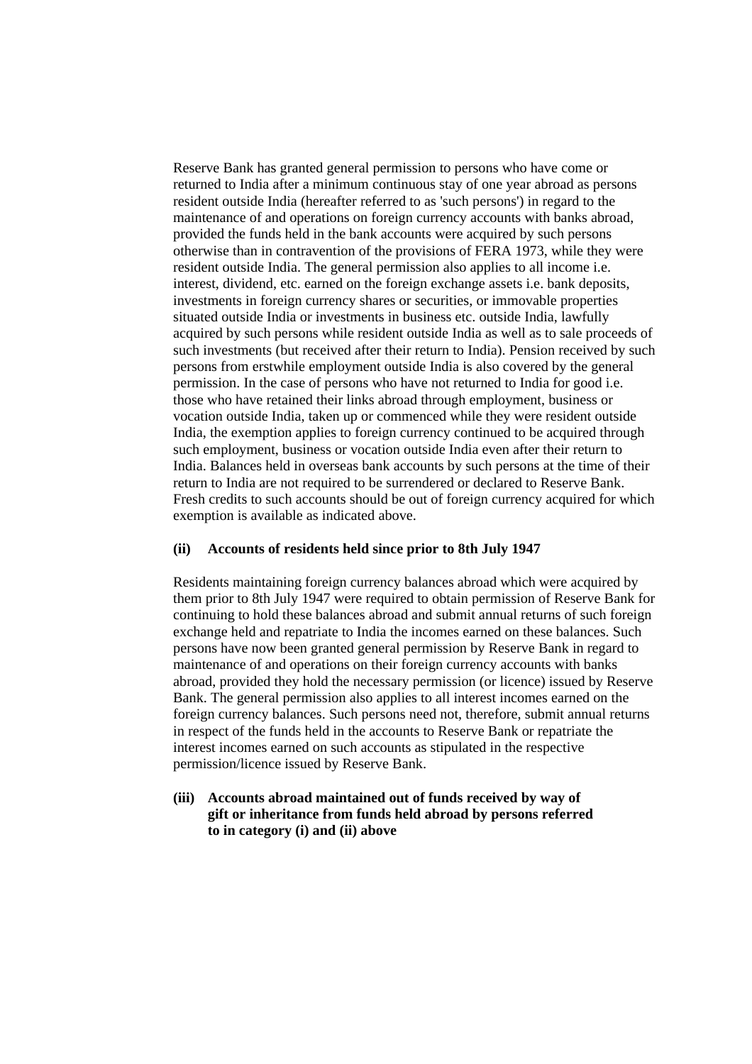Reserve Bank has granted general permission to persons who have come or returned to India after a minimum continuous stay of one year abroad as persons resident outside India (hereafter referred to as 'such persons') in regard to the maintenance of and operations on foreign currency accounts with banks abroad, provided the funds held in the bank accounts were acquired by such persons otherwise than in contravention of the provisions of FERA 1973, while they were resident outside India. The general permission also applies to all income i.e. interest, dividend, etc. earned on the foreign exchange assets i.e. bank deposits, investments in foreign currency shares or securities, or immovable properties situated outside India or investments in business etc. outside India, lawfully acquired by such persons while resident outside India as well as to sale proceeds of such investments (but received after their return to India). Pension received by such persons from erstwhile employment outside India is also covered by the general permission. In the case of persons who have not returned to India for good i.e. those who have retained their links abroad through employment, business or vocation outside India, taken up or commenced while they were resident outside India, the exemption applies to foreign currency continued to be acquired through such employment, business or vocation outside India even after their return to India. Balances held in overseas bank accounts by such persons at the time of their return to India are not required to be surrendered or declared to Reserve Bank. Fresh credits to such accounts should be out of foreign currency acquired for which exemption is available as indicated above.

**(ii) Accounts of residents held since prior to 8th July 1947**

Residents maintaining foreign currency balances abroad which were acquired by them prior to 8th July 1947 were required to obtain permission of Reserve Bank for continuing to hold these balances abroad and submit annual returns of such foreign exchange held and repatriate to India the incomes earned on these balances. Such persons have now been granted general permission by Reserve Bank in regard to maintenance of and operations on their foreign currency accounts with banks abroad, provided they hold the necessary permission (or licence) issued by Reserve Bank. The general permission also applies to all interest incomes earned on the foreign currency balances. Such persons need not, therefore, submit annual returns in respect of the funds held in the accounts to Reserve Bank or repatriate the interest incomes earned on such accounts as stipulated in the respective permission/licence issued by Reserve Bank.

**(iii) Accounts abroad maintained out of funds received by way of gift or inheritance from funds held abroad by persons referred to in category (i) and (ii) above**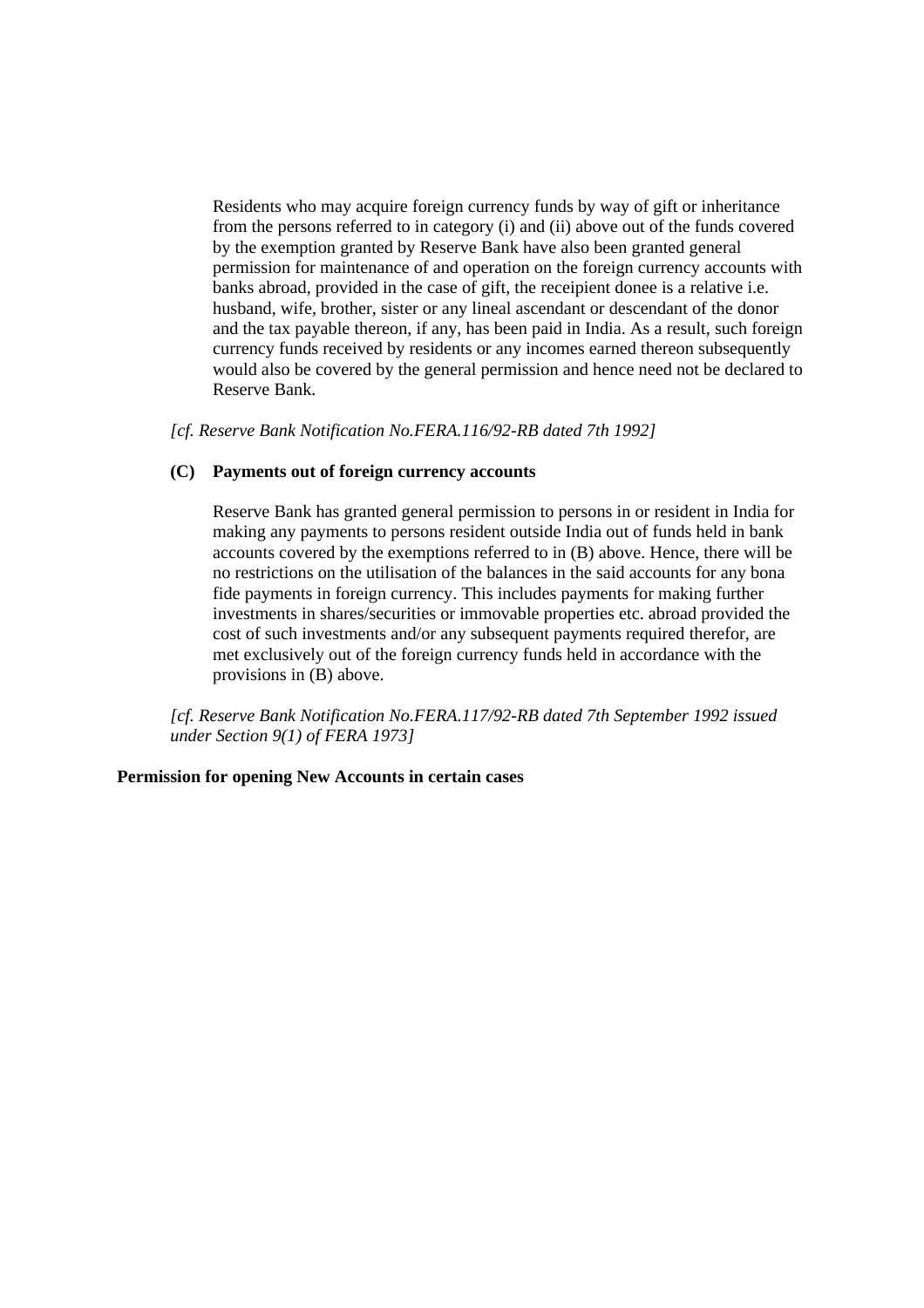Residents who may acquire foreign currency funds by way of gift or inheritance from the persons referred to in category (i) and (ii) above out of the funds covered by the exemption granted by Reserve Bank have also been granted general permission for maintenance of and operation on the foreign currency accounts with banks abroad, provided in the case of gift, the receipient donee is a relative i.e. husband, wife, brother, sister or any lineal ascendant or descendant of the donor and the tax payable thereon, if any, has been paid in India. As a result, such foreign currency funds received by residents or any incomes earned thereon subsequently would also be covered by the general permission and hence need not be declared to Reserve Bank.

*[cf. Reserve Bank Notification No.FERA.116/92-RB dated 7th 1992]*

**(C) Payments out of foreign currency accounts**

Reserve Bank has granted general permission to persons in or resident in India for making any payments to persons resident outside India out of funds held in bank accounts covered by the exemptions referred to in (B) above. Hence, there will be no restrictions on the utilisation of the balances in the said accounts for any bona fide payments in foreign currency. This includes payments for making further investments in shares/securities or immovable properties etc. abroad provided the cost of such investments and/or any subsequent payments required therefor, are met exclusively out of the foreign currency funds held in accordance with the provisions in (B) above.

*[cf. Reserve Bank Notification No.FERA.117/92-RB dated 7th September 1992 issued under Section 9(1) of FERA 1973]*

**Permission for opening New Accounts in certain cases**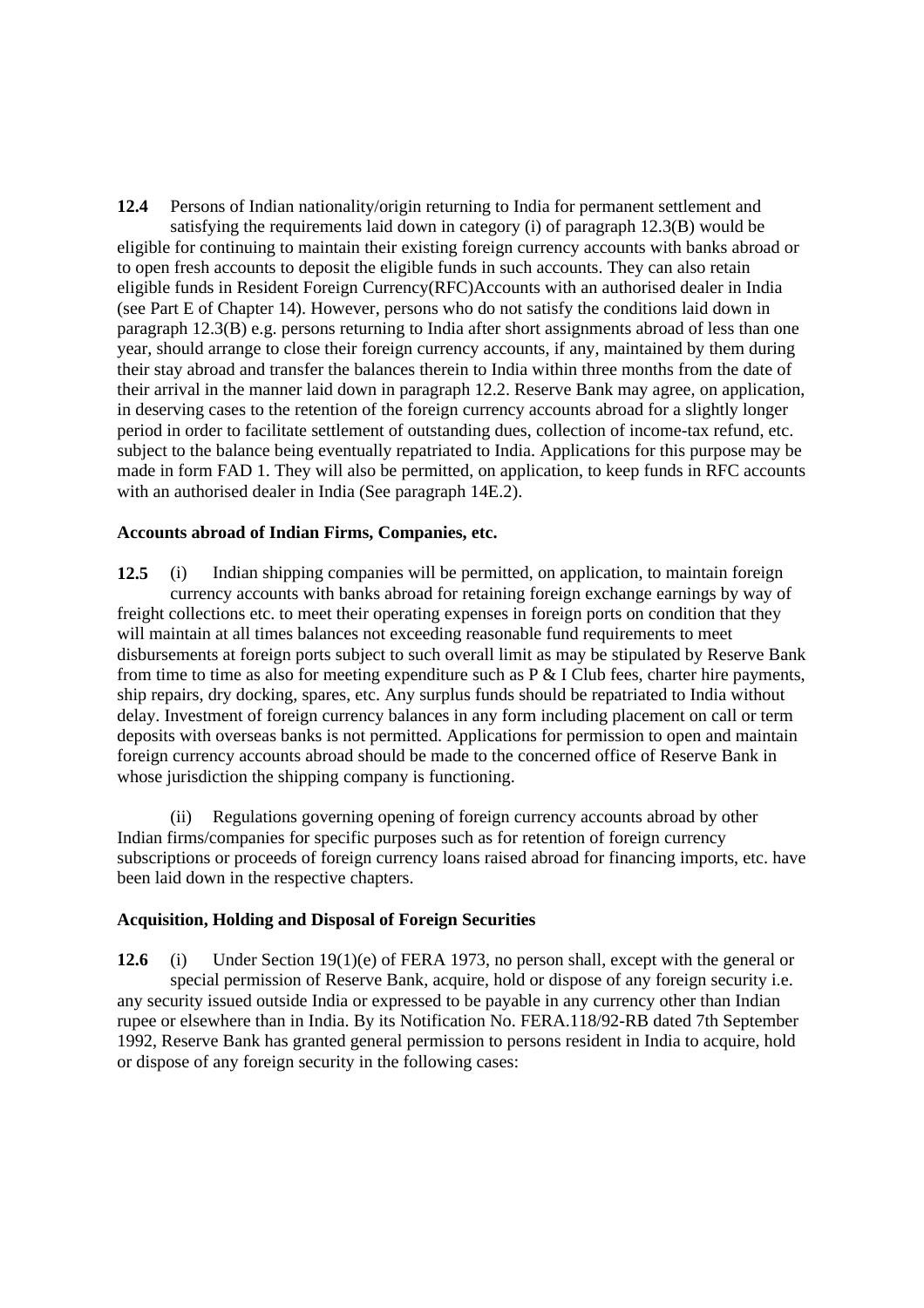**12.4** Persons of Indian nationality/origin returning to India for permanent settlement and satisfying the requirements laid down in category (i) of paragraph 12.3(B) would be eligible for continuing to maintain their existing foreign currency accounts with banks abroad or to open fresh accounts to deposit the eligible funds in such accounts. They can also retain eligible funds in Resident Foreign Currency(RFC)Accounts with an authorised dealer in India (see Part E of Chapter 14). However, persons who do not satisfy the conditions laid down in paragraph 12.3(B) e.g. persons returning to India after short assignments abroad of less than one year, should arrange to close their foreign currency accounts, if any, maintained by them during their stay abroad and transfer the balances therein to India within three months from the date of their arrival in the manner laid down in paragraph 12.2. Reserve Bank may agree, on application, in deserving cases to the retention of the foreign currency accounts abroad for a slightly longer period in order to facilitate settlement of outstanding dues, collection of income-tax refund, etc. subject to the balance being eventually repatriated to India. Applications for this purpose may be made in form FAD 1. They will also be permitted, on application, to keep funds in RFC accounts with an authorised dealer in India (See paragraph 14E.2).

**Accounts abroad of Indian Firms, Companies, etc.**

**12.5** (i) Indian shipping companies will be permitted, on application, to maintain foreign currency accounts with banks abroad for retaining foreign exchange earnings by way of freight collections etc. to meet their operating expenses in foreign ports on condition that they will maintain at all times balances not exceeding reasonable fund requirements to meet disbursements at foreign ports subject to such overall limit as may be stipulated by Reserve Bank from time to time as also for meeting expenditure such as P & I Club fees, charter hire payments, ship repairs, dry docking, spares, etc. Any surplus funds should be repatriated to India without delay. Investment of foreign currency balances in any form including placement on call or term deposits with overseas banks is not permitted. Applications for permission to open and maintain foreign currency accounts abroad should be made to the concerned office of Reserve Bank in whose jurisdiction the shipping company is functioning.

(ii) Regulations governing opening of foreign currency accounts abroad by other Indian firms/companies for specific purposes such as for retention of foreign currency subscriptions or proceeds of foreign currency loans raised abroad for financing imports, etc. have been laid down in the respective chapters.

**Acquisition, Holding and Disposal of Foreign Securities**

**12.6** (i) Under Section 19(1)(e) of FERA 1973, no person shall, except with the general or special permission of Reserve Bank, acquire, hold or dispose of any foreign security i.e. any security issued outside India or expressed to be payable in any currency other than Indian rupee or elsewhere than in India. By its Notification No. FERA.118/92-RB dated 7th September 1992, Reserve Bank has granted general permission to persons resident in India to acquire, hold or dispose of any foreign security in the following cases: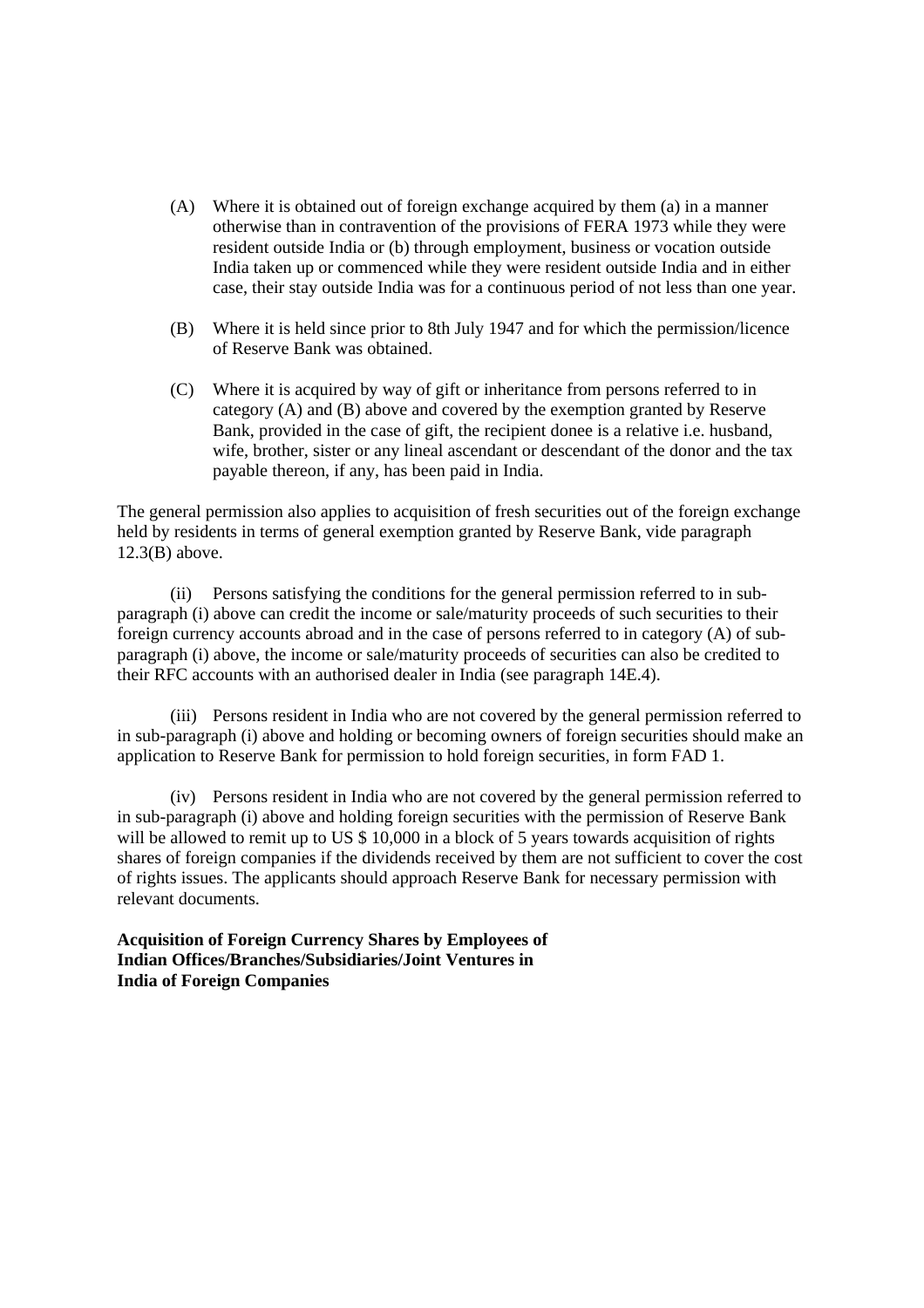(A) Where it is obtained out of foreign exchange acquired by them (a) in a manner otherwise than in contravention of the provisions of FERA 1973 while they were resident outside India or (b) through employment, business or vocation outside India taken up or commenced while they were resident outside India and in either case, their stay outside India was for a continuous period of not less than one year.

(B) Where it is held since prior to 8th July 1947 and for which the permission/licence of Reserve Bank was obtained.

(C) Where it is acquired by way of gift or inheritance from persons referred to in category (A) and (B) above and covered by the exemption granted by Reserve Bank, provided in the case of gift, the recipient donee is a relative i.e. husband, wife, brother, sister or any lineal ascendant or descendant of the donor and the tax payable thereon, if any, has been paid in India.

The general permission also applies to acquisition of fresh securities out of the foreign exchange held by residents in terms of general exemption granted by Reserve Bank, vide paragraph 12.3(B) above.

(ii) Persons satisfying the conditions for the general permission referred to in sub-paragraph (i) above can credit the income or sale/maturity proceeds of such securities to their foreign currency accounts abroad and in the case of persons referred to in category (A) of sub-paragraph (i) above, the income or sale/maturity proceeds of securities can also be credited to their RFC accounts with an authorised dealer in India (see paragraph 14E.4).

(iii) Persons resident in India who are not covered by the general permission referred to in sub-paragraph (i) above and holding or becoming owners of foreign securities should make an application to Reserve Bank for permission to hold foreign securities, in form FAD 1.

(iv) Persons resident in India who are not covered by the general permission referred to in sub-paragraph (i) above and holding foreign securities with the permission of Reserve Bank will be allowed to remit up to US $ 10,000 in a block of 5 years towards acquisition of rights shares of foreign companies if the dividends received by them are not sufficient to cover the cost of rights issues. The applicants should approach Reserve Bank for necessary permission with relevant documents.

**Acquisition of Foreign Currency Shares by Employees of Indian Offices/Branches/Subsidiaries/Joint Ventures in India of Foreign Companies**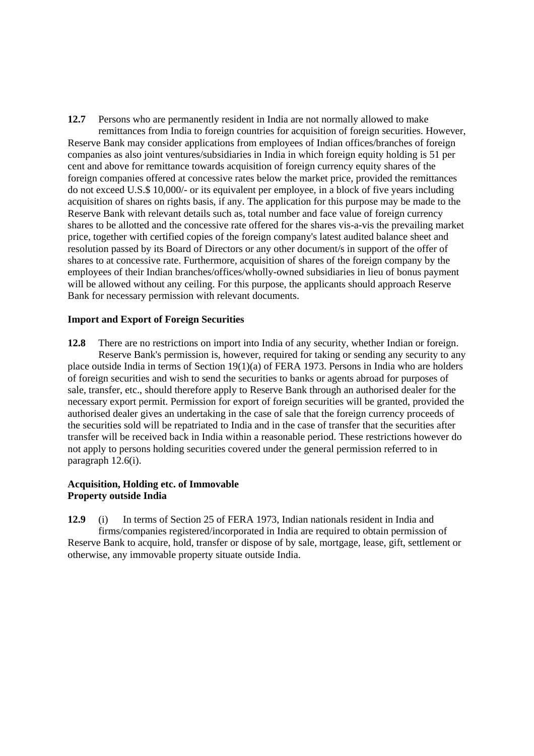**12.7** Persons who are permanently resident in India are not normally allowed to make remittances from India to foreign countries for acquisition of foreign securities. However, Reserve Bank may consider applications from employees of Indian offices/branches of foreign companies as also joint ventures/subsidiaries in India in which foreign equity holding is 51 per cent and above for remittance towards acquisition of foreign currency equity shares of the foreign companies offered at concessive rates below the market price, provided the remittances do not exceed U.S.$ 10,000/- or its equivalent per employee, in a block of five years including acquisition of shares on rights basis, if any. The application for this purpose may be made to the Reserve Bank with relevant details such as, total number and face value of foreign currency shares to be allotted and the concessive rate offered for the shares vis-a-vis the prevailing market price, together with certified copies of the foreign company's latest audited balance sheet and resolution passed by its Board of Directors or any other document/s in support of the offer of shares to at concessive rate. Furthermore, acquisition of shares of the foreign company by the employees of their Indian branches/offices/wholly-owned subsidiaries in lieu of bonus payment will be allowed without any ceiling. For this purpose, the applicants should approach Reserve Bank for necessary permission with relevant documents.

**Import and Export of Foreign Securities**

**12.8** There are no restrictions on import into India of any security, whether Indian or foreign. Reserve Bank's permission is, however, required for taking or sending any security to any place outside India in terms of Section 19(1)(a) of FERA 1973. Persons in India who are holders of foreign securities and wish to send the securities to banks or agents abroad for purposes of sale, transfer, etc., should therefore apply to Reserve Bank through an authorised dealer for the necessary export permit. Permission for export of foreign securities will be granted, provided the authorised dealer gives an undertaking in the case of sale that the foreign currency proceeds of the securities sold will be repatriated to India and in the case of transfer that the securities after transfer will be received back in India within a reasonable period. These restrictions however do not apply to persons holding securities covered under the general permission referred to in paragraph 12.6(i).

**Acquisition, Holding etc. of Immovable Property outside India**

**12.9** (i) In terms of Section 25 of FERA 1973, Indian nationals resident in India and firms/companies registered/incorporated in India are required to obtain permission of Reserve Bank to acquire, hold, transfer or dispose of by sale, mortgage, lease, gift, settlement or otherwise, any immovable property situate outside India.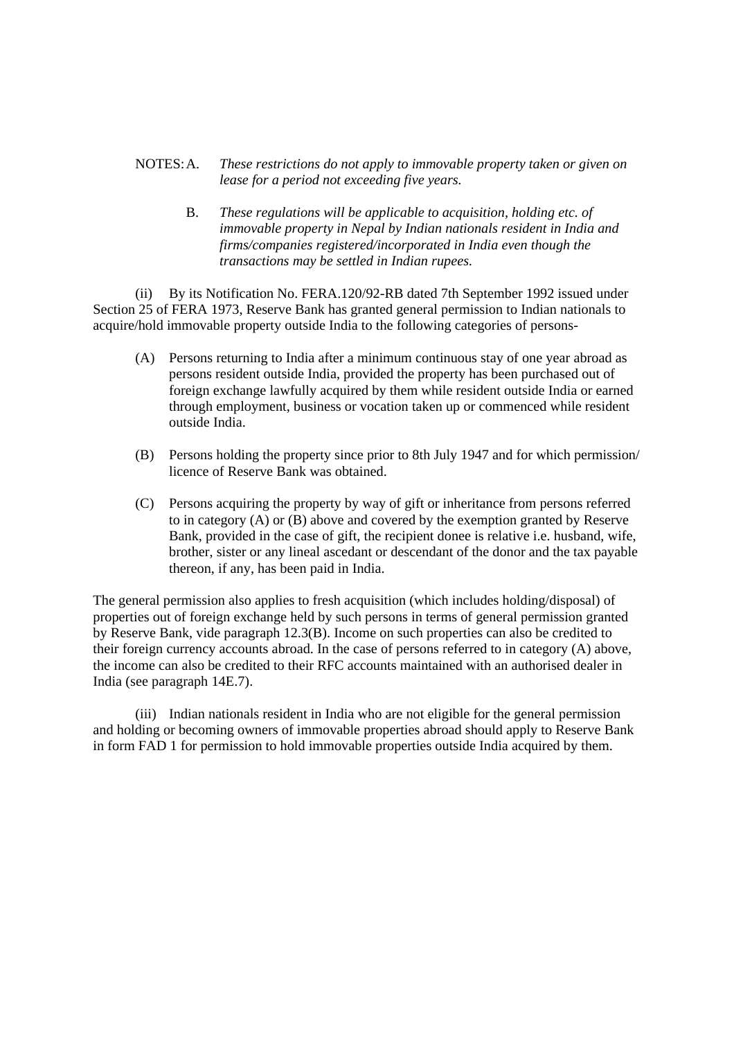NOTES: A. *These restrictions do not apply to immovable property taken or given on lease for a period not exceeding five years.*

B. *These regulations will be applicable to acquisition, holding etc. of immovable property in Nepal by Indian nationals resident in India and firms/companies registered/incorporated in India even though the transactions may be settled in Indian rupees.*

(ii) By its Notification No. FERA.120/92-RB dated 7th September 1992 issued under Section 25 of FERA 1973, Reserve Bank has granted general permission to Indian nationals to acquire/hold immovable property outside India to the following categories of persons-

(A) Persons returning to India after a minimum continuous stay of one year abroad as persons resident outside India, provided the property has been purchased out of foreign exchange lawfully acquired by them while resident outside India or earned through employment, business or vocation taken up or commenced while resident outside India.

(B) Persons holding the property since prior to 8th July 1947 and for which permission/ licence of Reserve Bank was obtained.

(C) Persons acquiring the property by way of gift or inheritance from persons referred to in category (A) or (B) above and covered by the exemption granted by Reserve Bank, provided in the case of gift, the recipient donee is relative i.e. husband, wife, brother, sister or any lineal ascedant or descendant of the donor and the tax payable thereon, if any, has been paid in India.

The general permission also applies to fresh acquisition (which includes holding/disposal) of properties out of foreign exchange held by such persons in terms of general permission granted by Reserve Bank, vide paragraph 12.3(B). Income on such properties can also be credited to their foreign currency accounts abroad. In the case of persons referred to in category (A) above, the income can also be credited to their RFC accounts maintained with an authorised dealer in India (see paragraph 14E.7).

(iii) Indian nationals resident in India who are not eligible for the general permission and holding or becoming owners of immovable properties abroad should apply to Reserve Bank in form FAD 1 for permission to hold immovable properties outside India acquired by them.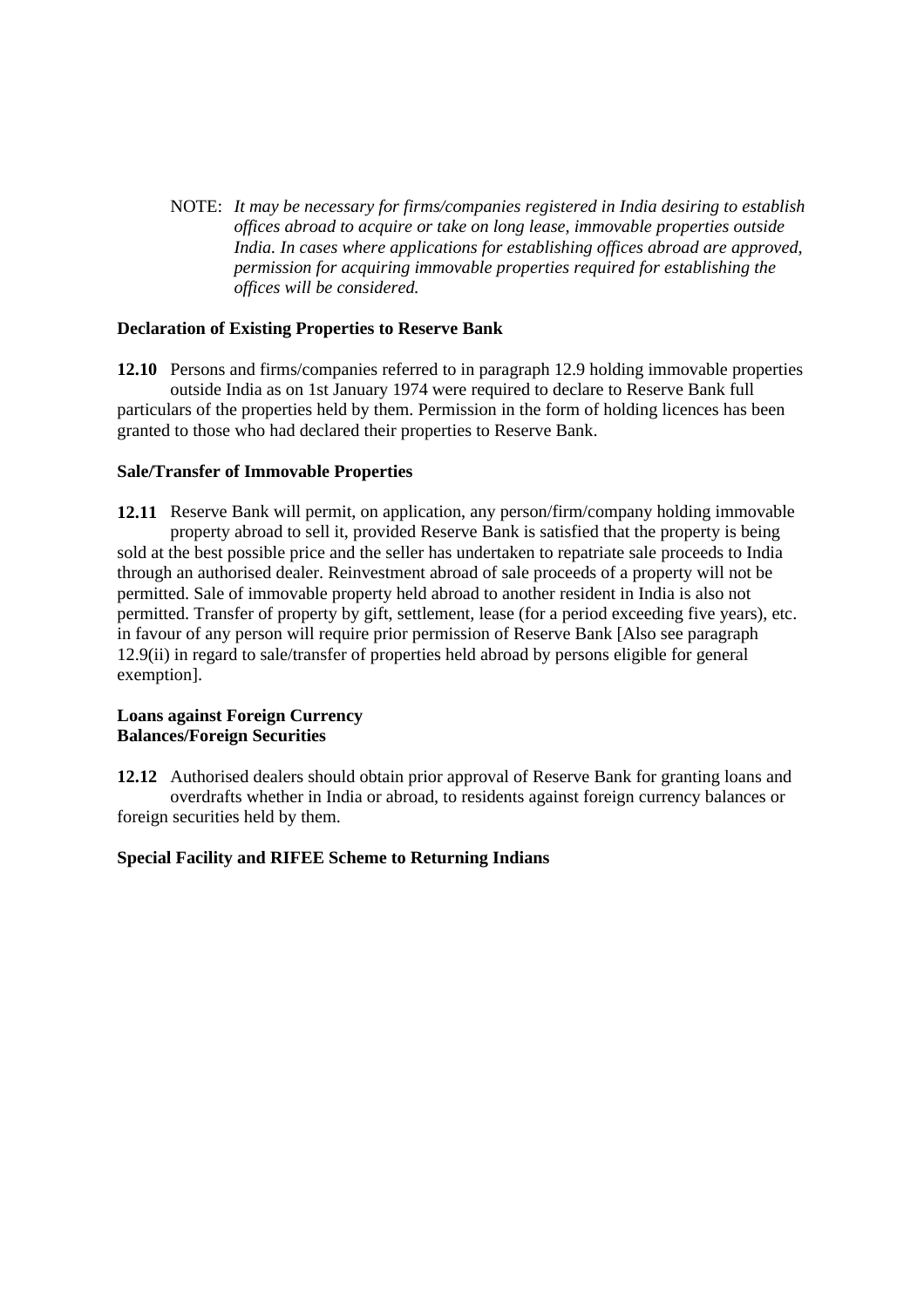NOTE: *It may be necessary for firms/companies registered in India desiring to establish offices abroad to acquire or take on long lease, immovable properties outside India. In cases where applications for establishing offices abroad are approved, permission for acquiring immovable properties required for establishing the offices will be considered.*

**Declaration of Existing Properties to Reserve Bank**

**12.10** Persons and firms/companies referred to in paragraph 12.9 holding immovable properties outside India as on 1st January 1974 were required to declare to Reserve Bank full particulars of the properties held by them. Permission in the form of holding licences has been granted to those who had declared their properties to Reserve Bank.

**Sale/Transfer of Immovable Properties**

**12.11** Reserve Bank will permit, on application, any person/firm/company holding immovable property abroad to sell it, provided Reserve Bank is satisfied that the property is being sold at the best possible price and the seller has undertaken to repatriate sale proceeds to India through an authorised dealer. Reinvestment abroad of sale proceeds of a property will not be permitted. Sale of immovable property held abroad to another resident in India is also not permitted. Transfer of property by gift, settlement, lease (for a period exceeding five years), etc. in favour of any person will require prior permission of Reserve Bank [Also see paragraph 12.9(ii) in regard to sale/transfer of properties held abroad by persons eligible for general exemption].

**Loans against Foreign Currency Balances/Foreign Securities**

**12.12** Authorised dealers should obtain prior approval of Reserve Bank for granting loans and overdrafts whether in India or abroad, to residents against foreign currency balances or foreign securities held by them.

**Special Facility and RIFEE Scheme to Returning Indians**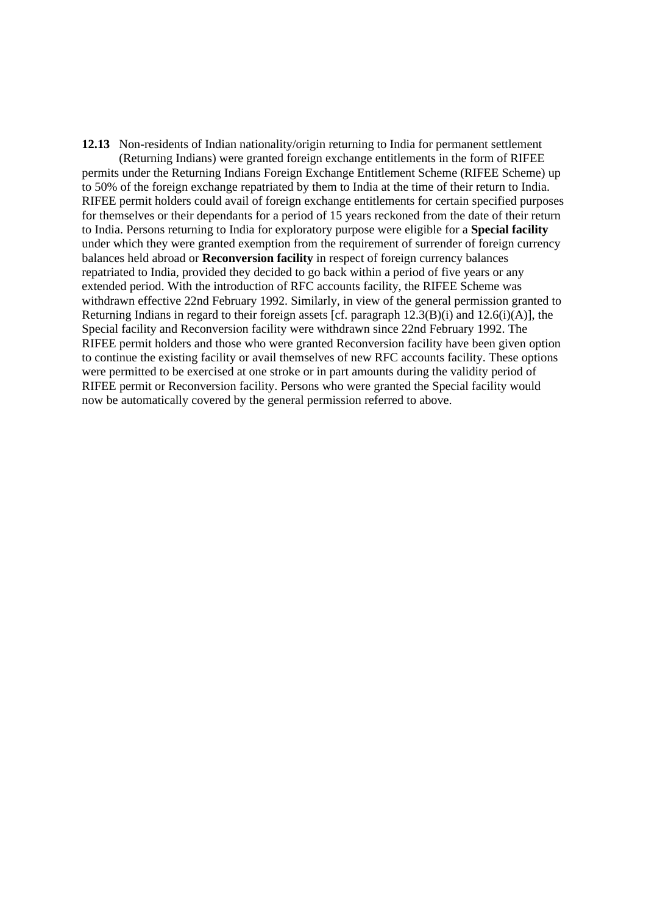**12.13** Non-residents of Indian nationality/origin returning to India for permanent settlement (Returning Indians) were granted foreign exchange entitlements in the form of RIFEE permits under the Returning Indians Foreign Exchange Entitlement Scheme (RIFEE Scheme) up to 50% of the foreign exchange repatriated by them to India at the time of their return to India. RIFEE permit holders could avail of foreign exchange entitlements for certain specified purposes for themselves or their dependants for a period of 15 years reckoned from the date of their return to India. Persons returning to India for exploratory purpose were eligible for a **Special facility** under which they were granted exemption from the requirement of surrender of foreign currency balances held abroad or **Reconversion facility** in respect of foreign currency balances repatriated to India, provided they decided to go back within a period of five years or any extended period. With the introduction of RFC accounts facility, the RIFEE Scheme was withdrawn effective 22nd February 1992. Similarly, in view of the general permission granted to Returning Indians in regard to their foreign assets [cf. paragraph 12.3(B)(i) and 12.6(i)(A)], the Special facility and Reconversion facility were withdrawn since 22nd February 1992. The RIFEE permit holders and those who were granted Reconversion facility have been given option to continue the existing facility or avail themselves of new RFC accounts facility. These options were permitted to be exercised at one stroke or in part amounts during the validity period of RIFEE permit or Reconversion facility. Persons who were granted the Special facility would now be automatically covered by the general permission referred to above.